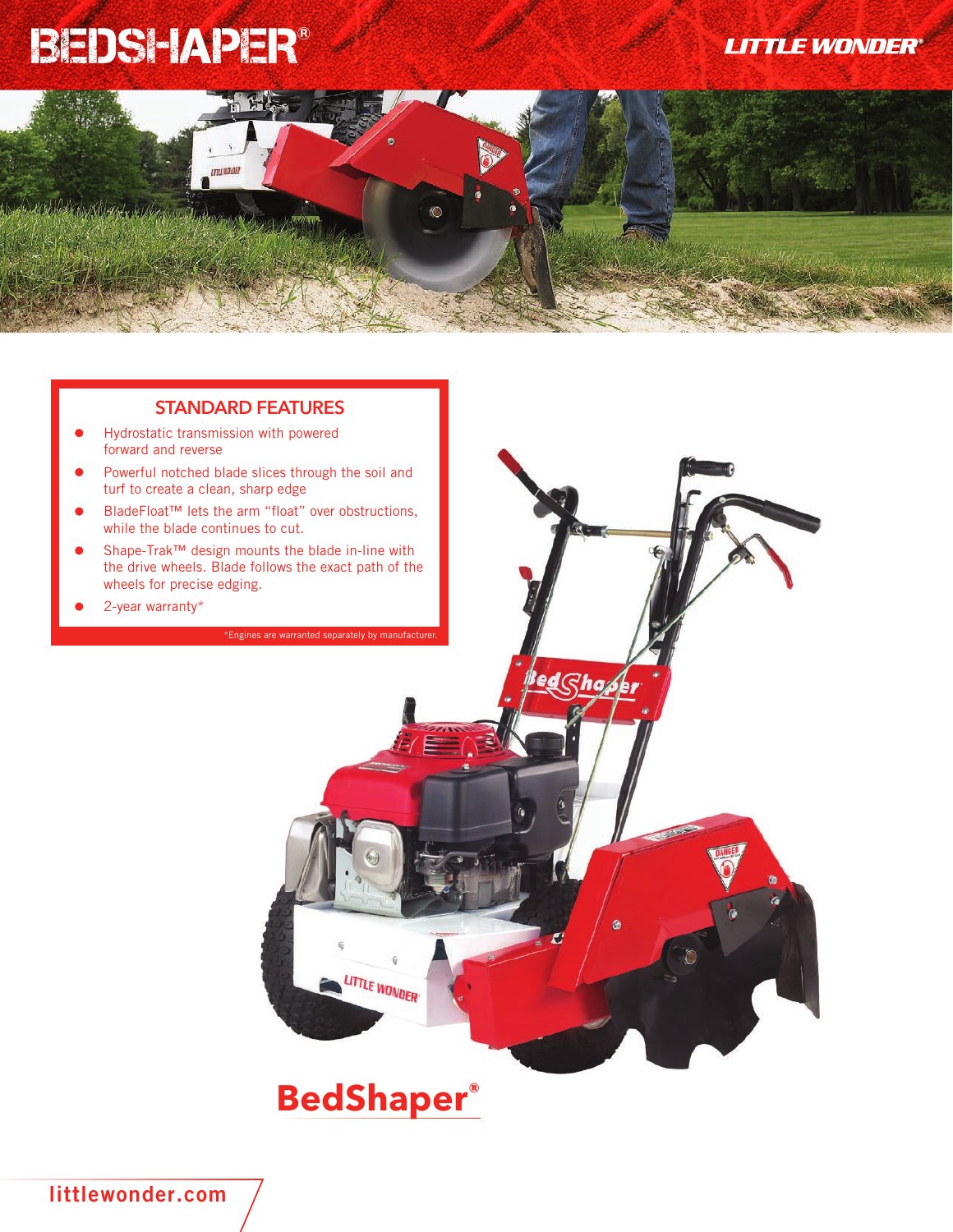# BEDSHAPER®

LITTLE WONDER®

## STANDARD FEATURES

- Hydrostatic transmission with powered forward and reverse
- Powerful notched blade slices through the soil and turf to create a clean, sharp edge
- BladeFloat™ lets the arm "float" over obstructions, while the blade continues to cut.
- Shape-Trak™ design mounts the blade in-line with the drive wheels. Blade follows the exact path of the wheels for precise edging.
- 2-year warranty*

*Engines are warranted separately by manufacturer.

**BedShaper®**

littlewonder.com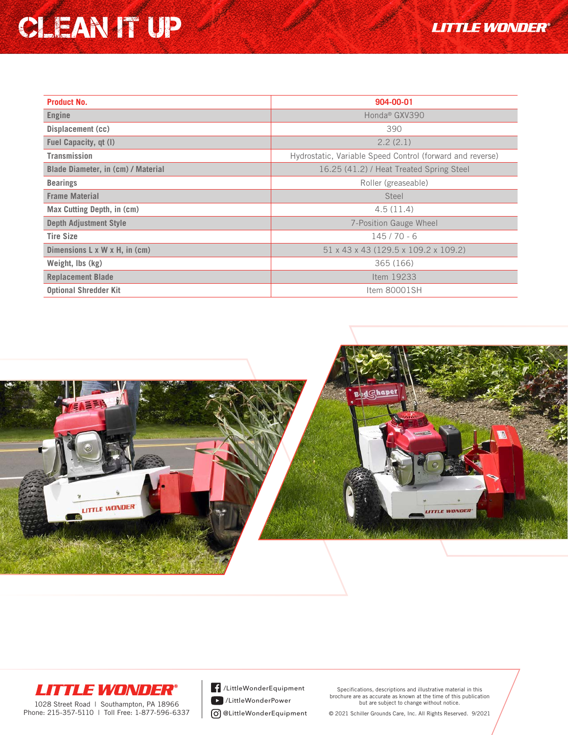# CLEAN IT UP

LITTLE WONDER®

| Product No. | 904-00-01 |
| --- | --- |
| Engine | Honda® GXV390 |
| Displacement (cc) | 390 |
| Fuel Capacity, qt (l) | 2.2 (2.1) |
| Transmission | Hydrostatic, Variable Speed Control (forward and reverse) |
| Blade Diameter, in (cm) / Material | 16.25 (41.2) / Heat Treated Spring Steel |
| Bearings | Roller (greaseable) |
| Frame Material | Steel |
| Max Cutting Depth, in (cm) | 4.5 (11.4) |
| Depth Adjustment Style | 7-Position Gauge Wheel |
| Tire Size | 145 / 70 - 6 |
| Dimensions L x W x H, in (cm) | 51 x 43 x 43 (129.5 x 109.2 x 109.2) |
| Weight, lbs (kg) | 365 (166) |
| Replacement Blade | Item 19233 |
| Optional Shredder Kit | Item 80001SH |

LITTLE WONDER®

1028 Street Road | Southampton, PA 18966
Phone: 215-357-5110 | Toll Free: 1-877-596-6337

/LittleWonderEquipment
/LittleWonderPower
@LittleWonderEquipment

Specifications, descriptions and illustrative material in this brochure are as accurate as known at the time of this publication but are subject to change without notice.

© 2021 Schiller Grounds Care, Inc. All Rights Reserved. 9/2021